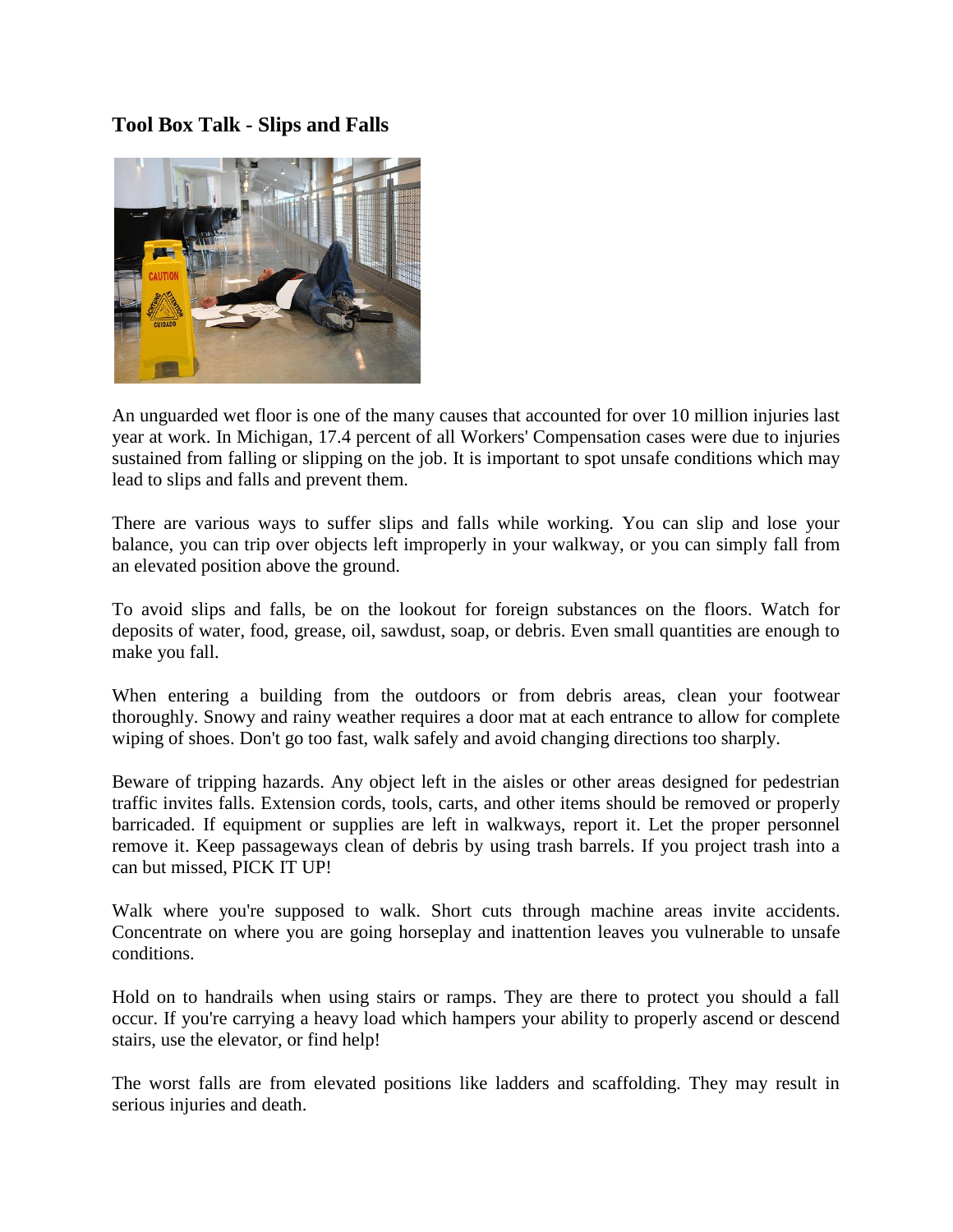## Tool Box Talk - Slips and Falls

An unguarded wet floor is one of the many causes that accounted for over 10 million injuries last year at work. In Michigan, 17.4 percent of all Workers' Compensation cases were due to injuries sustained from falling or slipping on the job. It is important to spot unsafe conditions which may lead to slips and falls and prevent them.

There are various ways to suffer slips and falls while working. You can slip and lose your balance, you can trip over objects left improperly in your walkway, or you can simply fall from an elevated position above the ground.

To avoid slips and falls, be on the lookout for foreign substances on the floors. Watch for deposits of water, food, grease, oil, sawdust, soap, or debris. Even small quantities are enough to make you fall.

When entering a building from the outdoors or from debris areas, clean your footwear thoroughly. Snowy and rainy weather requires a door mat at each entrance to allow for complete wiping of shoes. Don't go too fast, walk safely and avoid changing directions too sharply.

Beware of tripping hazards. Any object left in the aisles or other areas designed for pedestrian traffic invites falls. Extension cords, tools, carts, and other items should be removed or properly barricaded. If equipment or supplies are left in walkways, report it. Let the proper personnel remove it. Keep passageways clean of debris by using trash barrels. If you project trash into a can but missed, PICK IT UP!

Walk where you're supposed to walk. Short cuts through machine areas invite accidents. Concentrate on where you are going horseplay and inattention leaves you vulnerable to unsafe conditions.

Hold on to handrails when using stairs or ramps. They are there to protect you should a fall occur. If you're carrying a heavy load which hampers your ability to properly ascend or descend stairs, use the elevator, or find help!

The worst falls are from elevated positions like ladders and scaffolding. They may result in serious injuries and death.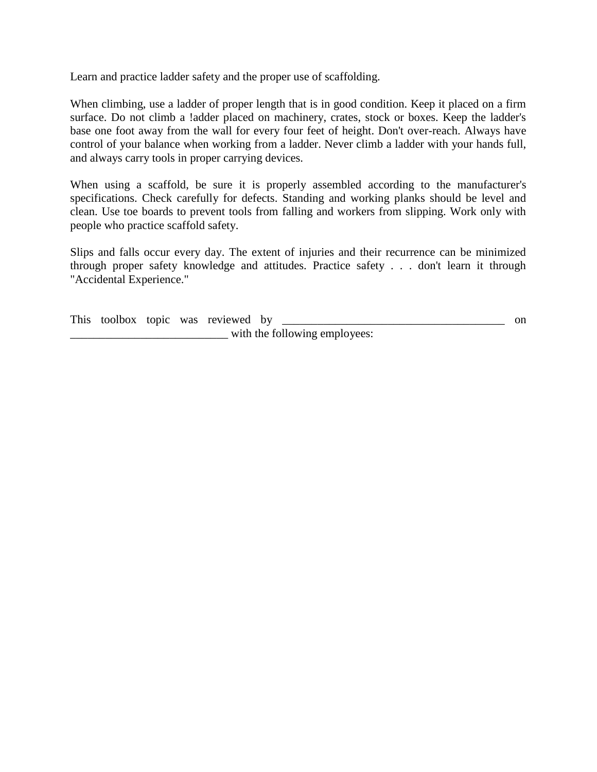Learn and practice ladder safety and the proper use of scaffolding.

When climbing, use a ladder of proper length that is in good condition. Keep it placed on a firm surface. Do not climb a !adder placed on machinery, crates, stock or boxes. Keep the ladder's base one foot away from the wall for every four feet of height. Don't over-reach. Always have control of your balance when working from a ladder. Never climb a ladder with your hands full, and always carry tools in proper carrying devices.

When using a scaffold, be sure it is properly assembled according to the manufacturer's specifications. Check carefully for defects. Standing and working planks should be level and clean. Use toe boards to prevent tools from falling and workers from slipping. Work only with people who practice scaffold safety.

Slips and falls occur every day. The extent of injuries and their recurrence can be minimized through proper safety knowledge and attitudes. Practice safety . . . don't learn it through "Accidental Experience."

This toolbox topic was reviewed by ______________________________________ on ___________________________ with the following employees: